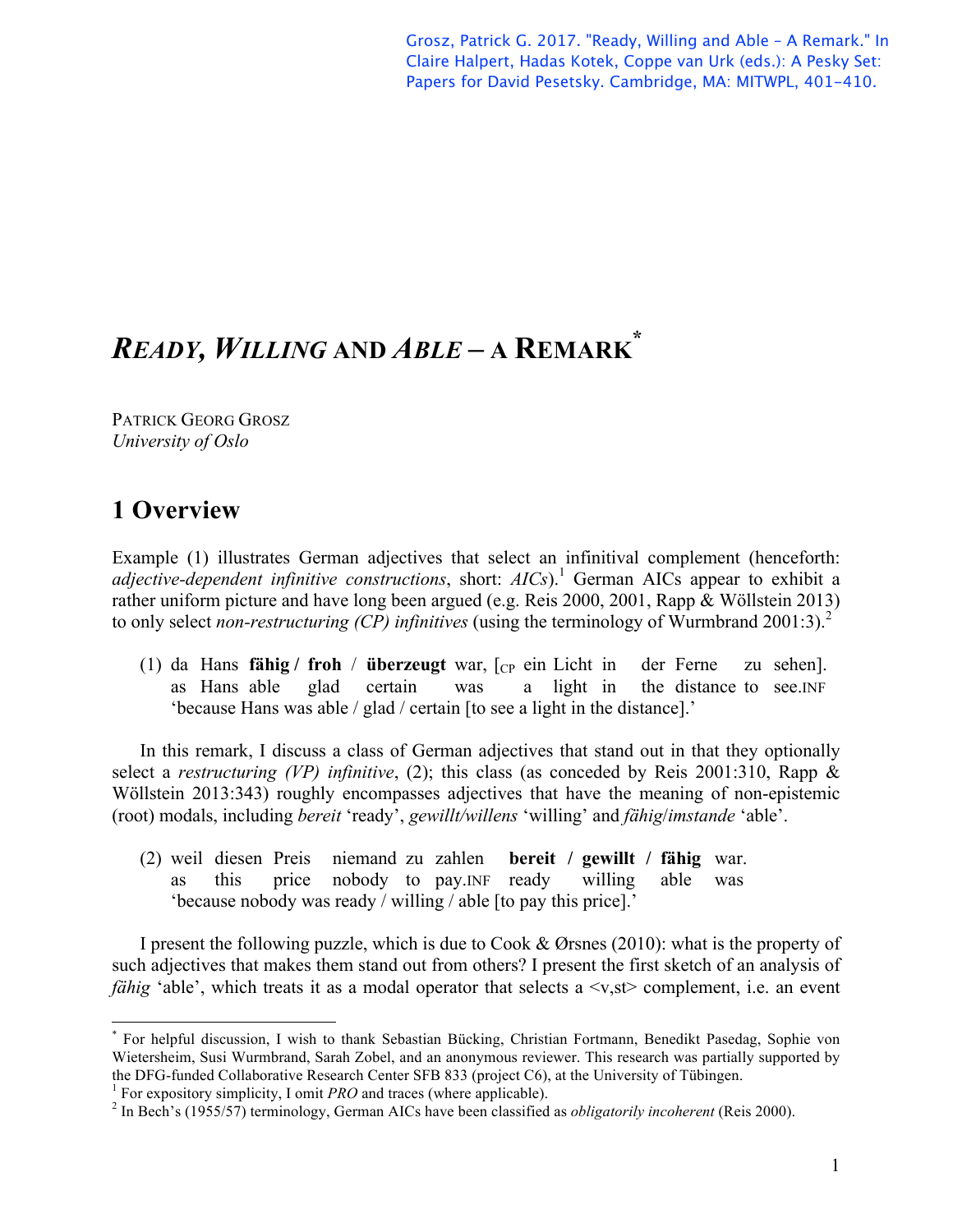Grosz, Patrick G. 2017. "Ready, Willing and Able – A Remark." In Claire Halpert, Hadas Kotek, Coppe van Urk (eds.): A Pesky Set: Papers for David Pesetsky. Cambridge, MA: MITWPL, 401–410.

# *READY*, *WILLING* AND *ABLE* – A REMARK*

PATRICK GEORG GROSZ
*University of Oslo*

## 1 Overview

Example (1) illustrates German adjectives that select an infinitival complement (henceforth: *adjective-dependent infinitive constructions*, short: *AICs*).[1] German AICs appear to exhibit a rather uniform picture and have long been argued (e.g. Reis 2000, 2001, Rapp & Wöllstein 2013) to only select *non-restructuring (CP) infinitives* (using the terminology of Wurmbrand 2001:3).[2]

(1) da Hans **fähig** / **froh** / **überzeugt** war, [$_{CP}$ ein Licht in der Ferne zu sehen].
as Hans able glad certain was a light in the distance to see.INF
'because Hans was able / glad / certain [to see a light in the distance].'

In this remark, I discuss a class of German adjectives that stand out in that they optionally select a *restructuring (VP) infinitive*, (2); this class (as conceded by Reis 2001:310, Rapp & Wöllstein 2013:343) roughly encompasses adjectives that have the meaning of non-epistemic (root) modals, including *bereit* 'ready', *gewillt/willens* 'willing' and *fähig*/*imstande* 'able'.

(2) weil diesen Preis niemand zu zahlen **bereit** / **gewillt** / **fähig** war.
as this price nobody to pay.INF ready willing able was
'because nobody was ready / willing / able [to pay this price].'

I present the following puzzle, which is due to Cook & Ørsnes (2010): what is the property of such adjectives that makes them stand out from others? I present the first sketch of an analysis of *fähig* 'able', which treats it as a modal operator that selects a <v,st> complement, i.e. an event

* For helpful discussion, I wish to thank Sebastian Bücking, Christian Fortmann, Benedikt Pasedag, Sophie von Wietersheim, Susi Wurmbrand, Sarah Zobel, and an anonymous reviewer. This research was partially supported by the DFG-funded Collaborative Research Center SFB 833 (project C6), at the University of Tübingen.

[1] For expository simplicity, I omit *PRO* and traces (where applicable).

[2] In Bech's (1955/57) terminology, German AICs have been classified as *obligatorily incoherent* (Reis 2000).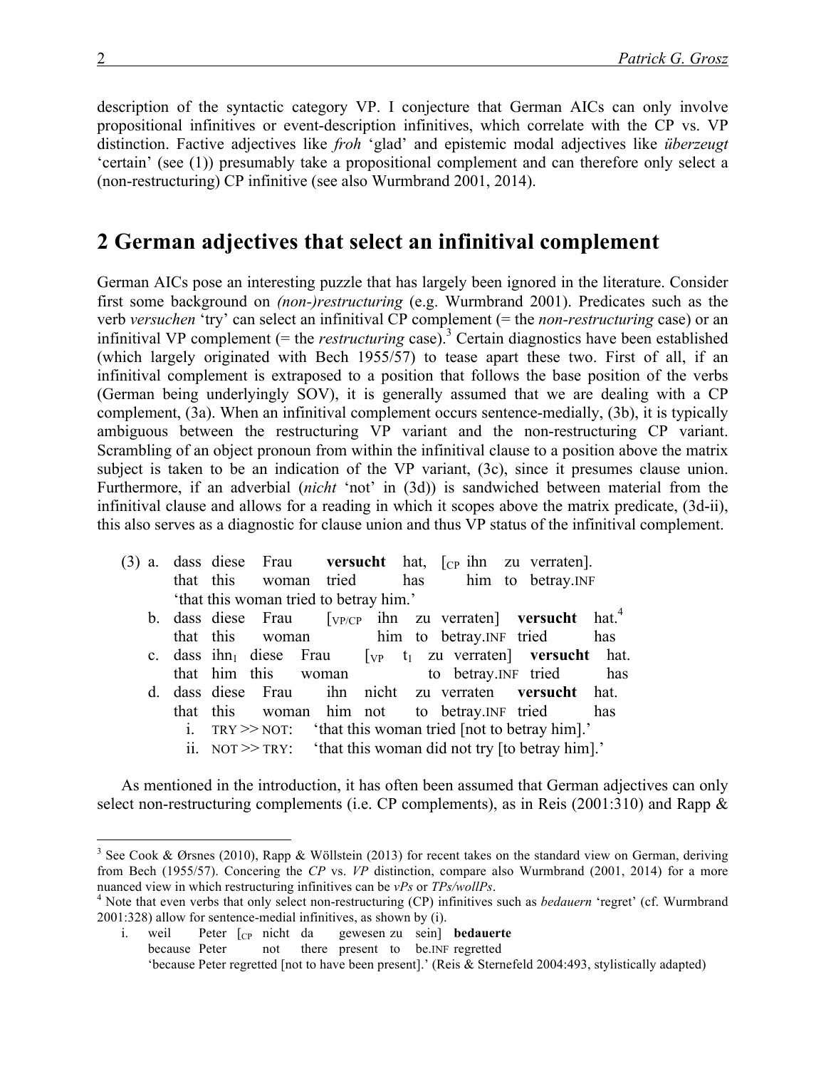description of the syntactic category VP. I conjecture that German AICs can only involve propositional infinitives or event-description infinitives, which correlate with the CP vs. VP distinction. Factive adjectives like *froh* 'glad' and epistemic modal adjectives like *überzeugt* 'certain' (see (1)) presumably take a propositional complement and can therefore only select a (non-restructuring) CP infinitive (see also Wurmbrand 2001, 2014).

## 2 German adjectives that select an infinitival complement

German AICs pose an interesting puzzle that has largely been ignored in the literature. Consider first some background on *(non-)restructuring* (e.g. Wurmbrand 2001). Predicates such as the verb *versuchen* 'try' can select an infinitival CP complement (= the *non-restructuring* case) or an infinitival VP complement (= the *restructuring* case).[3] Certain diagnostics have been established (which largely originated with Bech 1955/57) to tease apart these two. First of all, if an infinitival complement is extraposed to a position that follows the base position of the verbs (German being underlyingly SOV), it is generally assumed that we are dealing with a CP complement, (3a). When an infinitival complement occurs sentence-medially, (3b), it is typically ambiguous between the restructuring VP variant and the non-restructuring CP variant. Scrambling of an object pronoun from within the infinitival clause to a position above the matrix subject is taken to be an indication of the VP variant, (3c), since it presumes clause union. Furthermore, if an adverbial (*nicht* 'not' in (3d)) is sandwiched between material from the infinitival clause and allows for a reading in which it scopes above the matrix predicate, (3d-ii), this also serves as a diagnostic for clause union and thus VP status of the infinitival complement.

(3) a. dass diese Frau **versucht** hat, [$_{CP}$ ihn zu verraten].
   that this woman tried has him to betray.INF
   'that this woman tried to betray him.'

   b. dass diese Frau [$_{VP/CP}$ ihn zu verraten] **versucht** hat.[4]
   that this woman him to betray.INF tried has

   c. dass ihn$_1$ diese Frau [$_{VP}$ t$_1$ zu verraten] **versucht** hat.
   that him this woman to betray.INF tried has

   d. dass diese Frau ihn nicht zu verraten **versucht** hat.
   that this woman him not to betray.INF tried has
   i. TRY >> NOT: 'that this woman tried [not to betray him].'
   ii. NOT >> TRY: 'that this woman did not try [to betray him].'

As mentioned in the introduction, it has often been assumed that German adjectives can only select non-restructuring complements (i.e. CP complements), as in Reis (2001:310) and Rapp &

---

[3] See Cook & Ørsnes (2010), Rapp & Wöllstein (2013) for recent takes on the standard view on German, deriving from Bech (1955/57). Concering the *CP* vs. *VP* distinction, compare also Wurmbrand (2001, 2014) for a more nuanced view in which restructuring infinitives can be *vPs* or *TPs/wollPs*.

[4] Note that even verbs that only select non-restructuring (CP) infinitives such as *bedauern* 'regret' (cf. Wurmbrand 2001:328) allow for sentence-medial infinitives, as shown by (i).

i. weil Peter [$_{CP}$ nicht da gewesen zu sein] **bedauerte**
   because Peter not there present to be.INF regretted
   'because Peter regretted [not to have been present].' (Reis & Sternefeld 2004:493, stylistically adapted)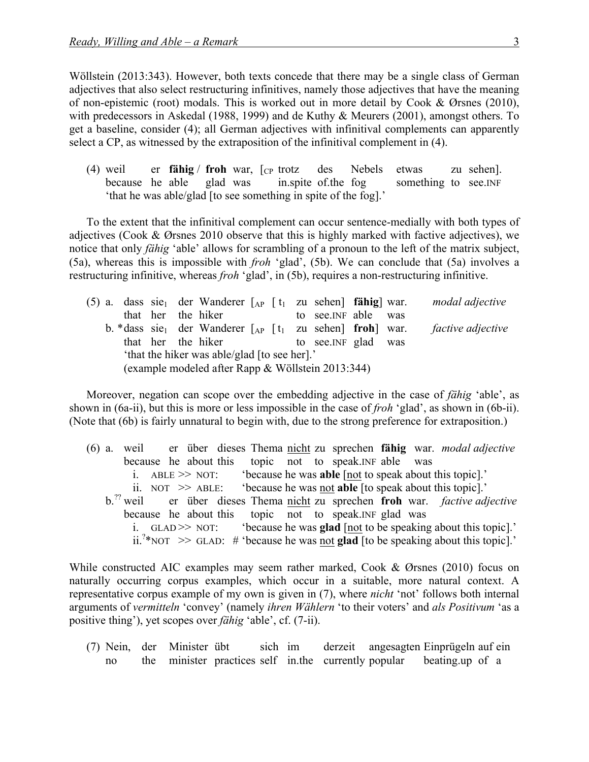Wöllstein (2013:343). However, both texts concede that there may be a single class of German adjectives that also select restructuring infinitives, namely those adjectives that have the meaning of non-epistemic (root) modals. This is worked out in more detail by Cook & Ørsnes (2010), with predecessors in Askedal (1988, 1999) and de Kuthy & Meurers (2001), amongst others. To get a baseline, consider (4); all German adjectives with infinitival complements can apparently select a CP, as witnessed by the extraposition of the infinitival complement in (4).

(4) weil er **fähig** / **froh** war, [$_{CP}$ trotz des Nebels etwas zu sehen].
because he able glad was in.spite of.the fog something to see.INF
'that he was able/glad [to see something in spite of the fog].'

To the extent that the infinitival complement can occur sentence-medially with both types of adjectives (Cook & Ørsnes 2010 observe that this is highly marked with factive adjectives), we notice that only *fähig* 'able' allows for scrambling of a pronoun to the left of the matrix subject, (5a), whereas this is impossible with *froh* 'glad', (5b). We can conclude that (5a) involves a restructuring infinitive, whereas *froh* 'glad', in (5b), requires a non-restructuring infinitive.

(5) a. dass sie$_1$ der Wanderer [$_{AP}$ [ t$_1$ zu sehen] **fähig**] war. *modal adjective*
that her the hiker to see.INF able was
b. *dass sie$_1$ der Wanderer [$_{AP}$ [ t$_1$ zu sehen] **froh**] war. *factive adjective*
that her the hiker to see.INF glad was
'that the hiker was able/glad [to see her].'
(example modeled after Rapp & Wöllstein 2013:344)

Moreover, negation can scope over the embedding adjective in the case of *fähig* 'able', as shown in (6a-ii), but this is more or less impossible in the case of *froh* 'glad', as shown in (6b-ii). (Note that (6b) is fairly unnatural to begin with, due to the strong preference for extraposition.)

(6) a. weil er über dieses Thema nicht zu sprechen **fähig** war. *modal adjective*
because he about this topic not to speak.INF able was
i. ABLE >> NOT: 'because he was **able** [not to speak about this topic].'
ii. NOT >> ABLE: 'because he was not **able** [to speak about this topic].'
b.[??] weil er über dieses Thema nicht zu sprechen **froh** war. *factive adjective*
because he about this topic not to speak.INF glad was
i. GLAD >> NOT: 'because he was **glad** [not to be speaking about this topic].'
ii.[?]*NOT >> GLAD: # 'because he was not **glad** [to be speaking about this topic].'

While constructed AIC examples may seem rather marked, Cook & Ørsnes (2010) focus on naturally occurring corpus examples, which occur in a suitable, more natural context. A representative corpus example of my own is given in (7), where *nicht* 'not' follows both internal arguments of *vermitteln* 'convey' (namely *ihren Wählern* 'to their voters' and *als Positivum* 'as a positive thing'), yet scopes over *fähig* 'able', cf. (7-ii).

(7) Nein, der Minister übt sich im derzeit angesagten Einprügeln auf ein
no the minister practices self in.the currently popular beating.up of a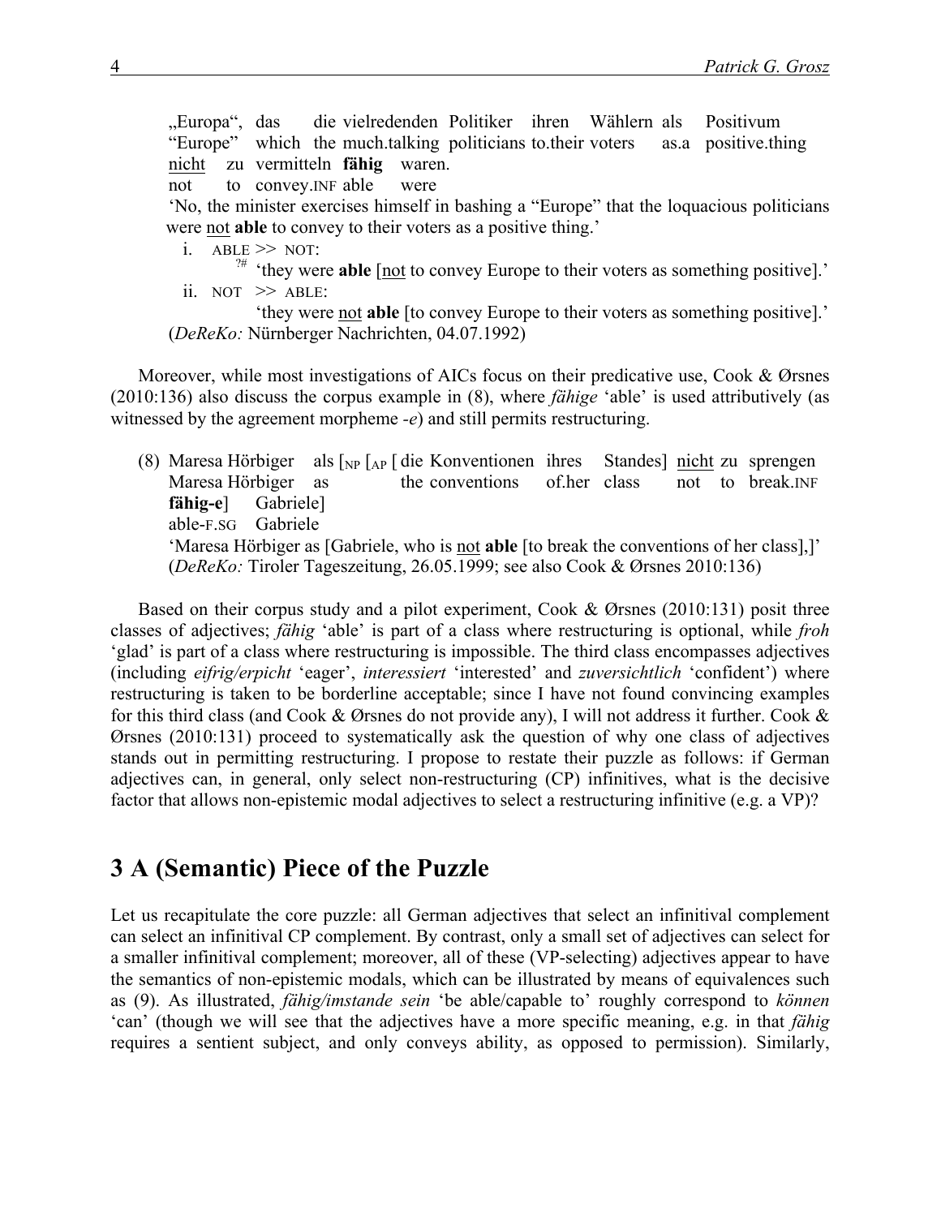„Europa", das die vielredenden Politiker ihren Wählern als Positivum
"Europe" which the much.talking politicians to.their voters as.a positive.thing
<u>nicht</u> zu vermitteln **fähig** waren.
not to convey.INF able were

'No, the minister exercises himself in bashing a "Europe" that the loquacious politicians were <u>not</u> **able** to convey to their voters as a positive thing.'

i. ABLE >> NOT:
?# 'they were **able** [<u>not</u> to convey Europe to their voters as something positive].'

ii. NOT >> ABLE:
'they were <u>not</u> **able** [to convey Europe to their voters as something positive].'

(*DeReKo:* Nürnberger Nachrichten, 04.07.1992)

Moreover, while most investigations of AICs focus on their predicative use, Cook & Ørsnes (2010:136) also discuss the corpus example in (8), where *fähige* 'able' is used attributively (as witnessed by the agreement morpheme *-e*) and still permits restructuring.

(8) Maresa Hörbiger als [$_{NP}$ [$_{AP}$ [ die Konventionen ihres Standes] <u>nicht</u> zu sprengen
Maresa Hörbiger as the conventions of.her class not to break.INF
**fähig-e**] Gabriele]
able-F.SG Gabriele

'Maresa Hörbiger as [Gabriele, who is <u>not</u> **able** [to break the conventions of her class],]'

(*DeReKo:* Tiroler Tageszeitung, 26.05.1999; see also Cook & Ørsnes 2010:136)

Based on their corpus study and a pilot experiment, Cook & Ørsnes (2010:131) posit three classes of adjectives; *fähig* 'able' is part of a class where restructuring is optional, while *froh* 'glad' is part of a class where restructuring is impossible. The third class encompasses adjectives (including *eifrig/erpicht* 'eager', *interessiert* 'interested' and *zuversichtlich* 'confident') where restructuring is taken to be borderline acceptable; since I have not found convincing examples for this third class (and Cook & Ørsnes do not provide any), I will not address it further. Cook & Ørsnes (2010:131) proceed to systematically ask the question of why one class of adjectives stands out in permitting restructuring. I propose to restate their puzzle as follows: if German adjectives can, in general, only select non-restructuring (CP) infinitives, what is the decisive factor that allows non-epistemic modal adjectives to select a restructuring infinitive (e.g. a VP)?

# 3 A (Semantic) Piece of the Puzzle

Let us recapitulate the core puzzle: all German adjectives that select an infinitival complement can select an infinitival CP complement. By contrast, only a small set of adjectives can select for a smaller infinitival complement; moreover, all of these (VP-selecting) adjectives appear to have the semantics of non-epistemic modals, which can be illustrated by means of equivalences such as (9). As illustrated, *fähig/imstande sein* 'be able/capable to' roughly correspond to *können* 'can' (though we will see that the adjectives have a more specific meaning, e.g. in that *fähig* requires a sentient subject, and only conveys ability, as opposed to permission). Similarly,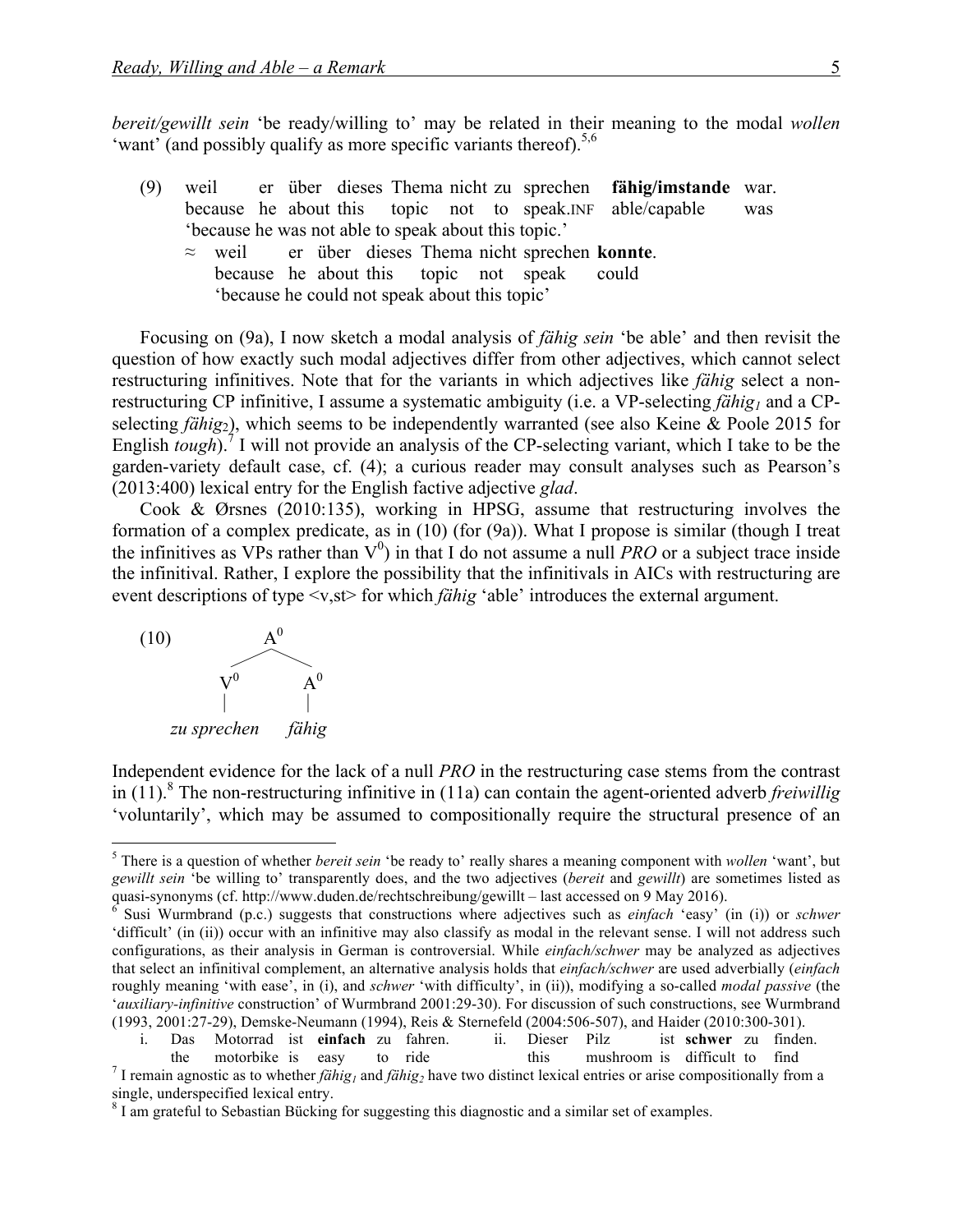*bereit/gewillt sein* 'be ready/willing to' may be related in their meaning to the modal *wollen* 'want' (and possibly qualify as more specific variants thereof).[5,6]

(9) weil er über dieses Thema nicht zu sprechen **fähig/imstande** war.
because he about this topic not to speak.INF able/capable was
'because he was not able to speak about this topic.'

≈ weil er über dieses Thema nicht sprechen **konnte**.
because he about this topic not speak could
'because he could not speak about this topic'

Focusing on (9a), I now sketch a modal analysis of *fähig sein* 'be able' and then revisit the question of how exactly such modal adjectives differ from other adjectives, which cannot select restructuring infinitives. Note that for the variants in which adjectives like *fähig* select a non-restructuring CP infinitive, I assume a systematic ambiguity (i.e. a VP-selecting *fähig*$_1$ and a CP-selecting *fähig*$_2$), which seems to be independently warranted (see also Keine & Poole 2015 for English *tough*).[7] I will not provide an analysis of the CP-selecting variant, which I take to be the garden-variety default case, cf. (4); a curious reader may consult analyses such as Pearson's (2013:400) lexical entry for the English factive adjective *glad*.

Cook & Ørsnes (2010:135), working in HPSG, assume that restructuring involves the formation of a complex predicate, as in (10) (for (9a)). What I propose is similar (though I treat the infinitives as VPs rather than $V^0$) in that I do not assume a null *PRO* or a subject trace inside the infinitival. Rather, I explore the possibility that the infinitivals in AICs with restructuring are event descriptions of type <v,st> for which *fähig* 'able' introduces the external argument.

(10) [$A^0$ [$V^0$ *zu sprechen*] [$A^0$ *fähig*]]

Independent evidence for the lack of a null *PRO* in the restructuring case stems from the contrast in (11).[8] The non-restructuring infinitive in (11a) can contain the agent-oriented adverb *freiwillig* 'voluntarily', which may be assumed to compositionally require the structural presence of an

---

[5] There is a question of whether *bereit sein* 'be ready to' really shares a meaning component with *wollen* 'want', but *gewillt sein* 'be willing to' transparently does, and the two adjectives (*bereit* and *gewillt*) are sometimes listed as quasi-synonyms (cf. http://www.duden.de/rechtschreibung/gewillt – last accessed on 9 May 2016).

[6] Susi Wurmbrand (p.c.) suggests that constructions where adjectives such as *einfach* 'easy' (in (i)) or *schwer* 'difficult' (in (ii)) occur with an infinitive may also classify as modal in the relevant sense. I will not address such configurations, as their analysis in German is controversial. While *einfach/schwer* may be analyzed as adjectives that select an infinitival complement, an alternative analysis holds that *einfach/schwer* are used adverbially (*einfach* roughly meaning 'with ease', in (i), and *schwer* 'with difficulty', in (ii)), modifying a so-called *modal passive* (the '*auxiliary-infinitive* construction' of Wurmbrand 2001:29-30). For discussion of such constructions, see Wurmbrand (1993, 2001:27-29), Demske-Neumann (1994), Reis & Sternefeld (2004:506-507), and Haider (2010:300-301).

i. Das Motorrad ist **einfach** zu fahren.
the motorbike is easy to ride

ii. Dieser Pilz ist **schwer** zu finden.
this mushroom is difficult to find

[7] I remain agnostic as to whether *fähig*$_1$ and *fähig*$_2$ have two distinct lexical entries or arise compositionally from a single, underspecified lexical entry.

[8] I am grateful to Sebastian Bücking for suggesting this diagnostic and a similar set of examples.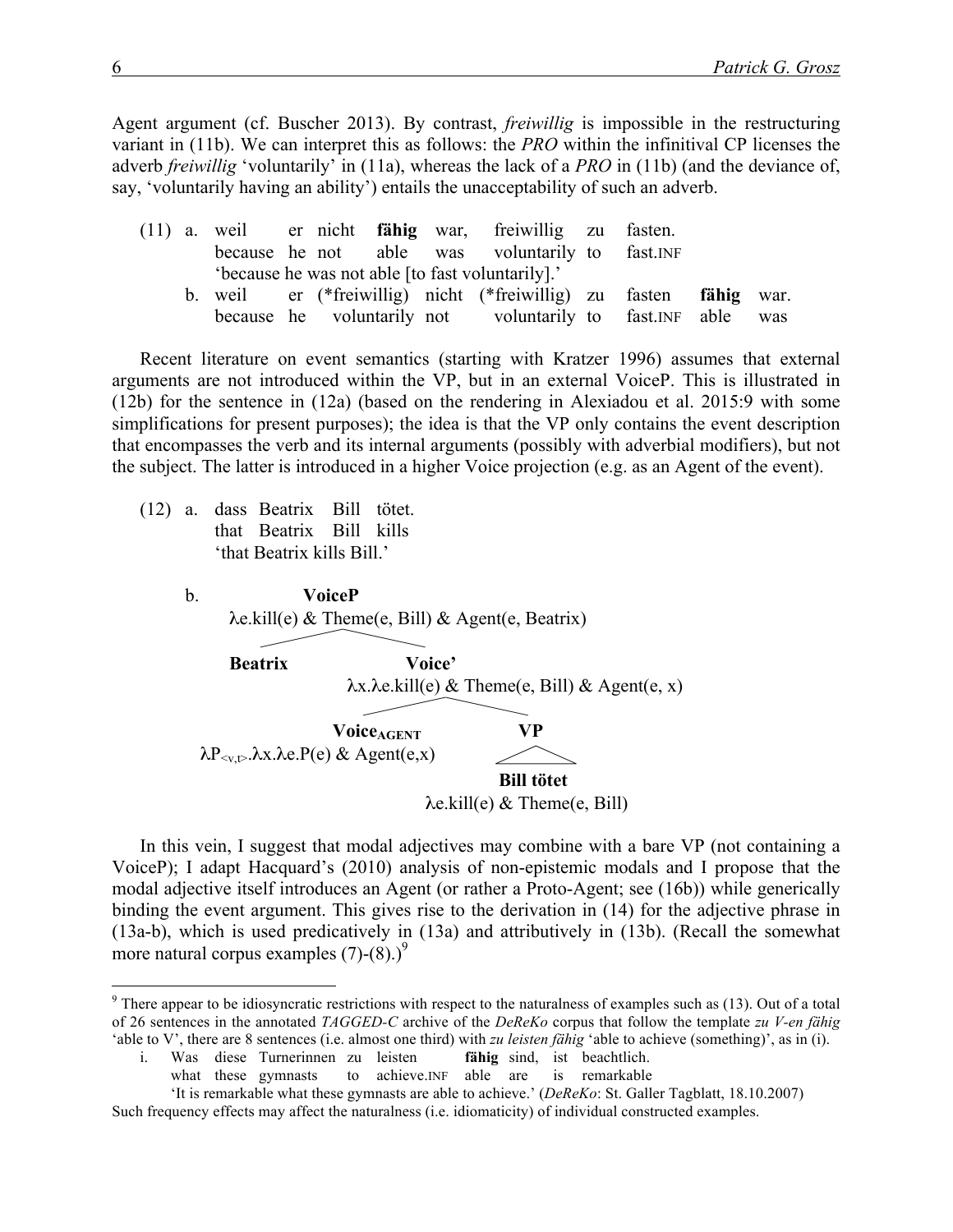Agent argument (cf. Buscher 2013). By contrast, *freiwillig* is impossible in the restructuring variant in (11b). We can interpret this as follows: the *PRO* within the infinitival CP licenses the adverb *freiwillig* 'voluntarily' in (11a), whereas the lack of a *PRO* in (11b) (and the deviance of, say, 'voluntarily having an ability') entails the unacceptability of such an adverb.

(11) a. weil er nicht **fähig** war, freiwillig zu fasten.
 because he not able was voluntarily to fast.INF
 'because he was not able [to fast voluntarily].'

 b. weil er (\*freiwillig) nicht (\*freiwillig) zu fasten **fähig** war.
 because he voluntarily not voluntarily to fast.INF able was

Recent literature on event semantics (starting with Kratzer 1996) assumes that external arguments are not introduced within the VP, but in an external VoiceP. This is illustrated in (12b) for the sentence in (12a) (based on the rendering in Alexiadou et al. 2015:9 with some simplifications for present purposes); the idea is that the VP only contains the event description that encompasses the verb and its internal arguments (possibly with adverbial modifiers), but not the subject. The latter is introduced in a higher Voice projection (e.g. as an Agent of the event).

(12) a. dass Beatrix Bill tötet.
 that Beatrix Bill kills
 'that Beatrix kills Bill.'

 b. **VoiceP**
 $\lambda$e.kill(e) & Theme(e, Bill) & Agent(e, Beatrix)

 **Beatrix**

 **Voice'**
 $\lambda$x.$\lambda$e.kill(e) & Theme(e, Bill) & Agent(e, x)

 **Voice$_{\text{AGENT}}$**
 $\lambda P_{<v,t>}.\lambda x.\lambda e.P(e)$ & Agent(e,x)

 **VP**
 **Bill tötet**
 $\lambda$e.kill(e) & Theme(e, Bill)

In this vein, I suggest that modal adjectives may combine with a bare VP (not containing a VoiceP); I adapt Hacquard's (2010) analysis of non-epistemic modals and I propose that the modal adjective itself introduces an Agent (or rather a Proto-Agent; see (16b)) while generically binding the event argument. This gives rise to the derivation in (14) for the adjective phrase in (13a-b), which is used predicatively in (13a) and attributively in (13b). (Recall the somewhat more natural corpus examples (7)-(8).)[9]

[9] There appear to be idiosyncratic restrictions with respect to the naturalness of examples such as (13). Out of a total of 26 sentences in the annotated *TAGGED-C* archive of the *DeReKo* corpus that follow the template *zu V-en fähig* 'able to V', there are 8 sentences (i.e. almost one third) with *zu leisten fähig* 'able to achieve (something)', as in (i).

i. Was diese Turnerinnen zu leisten **fähig** sind, ist beachtlich.
 what these gymnasts to achieve.INF able are is remarkable
 'It is remarkable what these gymnasts are able to achieve.' (*DeReKo*: St. Galler Tagblatt, 18.10.2007)

Such frequency effects may affect the naturalness (i.e. idiomaticity) of individual constructed examples.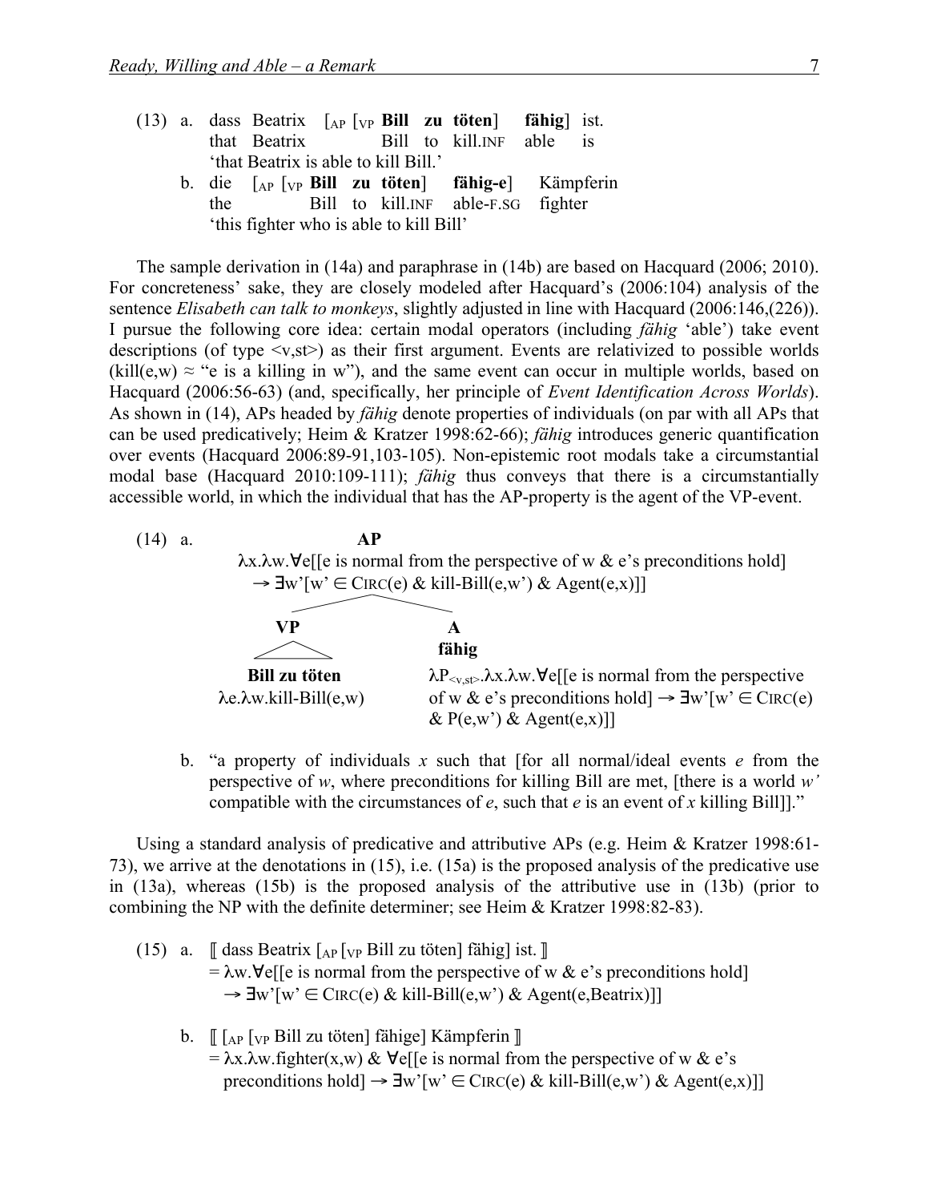(13) a. dass Beatrix [$_{AP}$ [$_{VP}$ **Bill zu töten**] **fähig**] ist.
that Beatrix Bill to kill.INF able is
'that Beatrix is able to kill Bill.'

b. die [$_{AP}$ [$_{VP}$ **Bill zu töten**] **fähig-e**] Kämpferin
the Bill to kill.INF able-F.SG fighter
'this fighter who is able to kill Bill'

The sample derivation in (14a) and paraphrase in (14b) are based on Hacquard (2006; 2010). For concreteness' sake, they are closely modeled after Hacquard's (2006:104) analysis of the sentence *Elisabeth can talk to monkeys*, slightly adjusted in line with Hacquard (2006:146,(226)). I pursue the following core idea: certain modal operators (including *fähig* 'able') take event descriptions (of type <v,st>) as their first argument. Events are relativized to possible worlds (kill(e,w) ≈ "e is a killing in w"), and the same event can occur in multiple worlds, based on Hacquard (2006:56-63) (and, specifically, her principle of *Event Identification Across Worlds*). As shown in (14), APs headed by *fähig* denote properties of individuals (on par with all APs that can be used predicatively; Heim & Kratzer 1998:62-66); *fähig* introduces generic quantification over events (Hacquard 2006:89-91,103-105). Non-epistemic root modals take a circumstantial modal base (Hacquard 2010:109-111); *fähig* thus conveys that there is a circumstantially accessible world, in which the individual that has the AP-property is the agent of the VP-event.

(14) a. **AP**
λx.λw.∀e[[e is normal from the perspective of w & e's preconditions hold] → ∃w'[w' ∈ CIRC(e) & kill-Bill(e,w') & Agent(e,x)]]

**VP** — **Bill zu töten**
λe.λw.kill-Bill(e,w)

**A** — **fähig**
λ$P_{<v,st>}$.λx.λw.∀e[[e is normal from the perspective of w & e's preconditions hold] → ∃w'[w' ∈ CIRC(e) & P(e,w') & Agent(e,x)]]

b. "a property of individuals *x* such that [for all normal/ideal events *e* from the perspective of *w*, where preconditions for killing Bill are met, [there is a world *w'* compatible with the circumstances of *e*, such that *e* is an event of *x* killing Bill]]."

Using a standard analysis of predicative and attributive APs (e.g. Heim & Kratzer 1998:61-73), we arrive at the denotations in (15), i.e. (15a) is the proposed analysis of the predicative use in (13a), whereas (15b) is the proposed analysis of the attributive use in (13b) (prior to combining the NP with the definite determiner; see Heim & Kratzer 1998:82-83).

(15) a. ⟦ dass Beatrix [$_{AP}$ [$_{VP}$ Bill zu töten] fähig] ist. ⟧
= λw.∀e[[e is normal from the perspective of w & e's preconditions hold] → ∃w'[w' ∈ CIRC(e) & kill-Bill(e,w') & Agent(e,Beatrix)]]

b. ⟦ [$_{AP}$ [$_{VP}$ Bill zu töten] fähige] Kämpferin ⟧
= λx.λw.fighter(x,w) & ∀e[[e is normal from the perspective of w & e's preconditions hold] → ∃w'[w' ∈ CIRC(e) & kill-Bill(e,w') & Agent(e,x)]]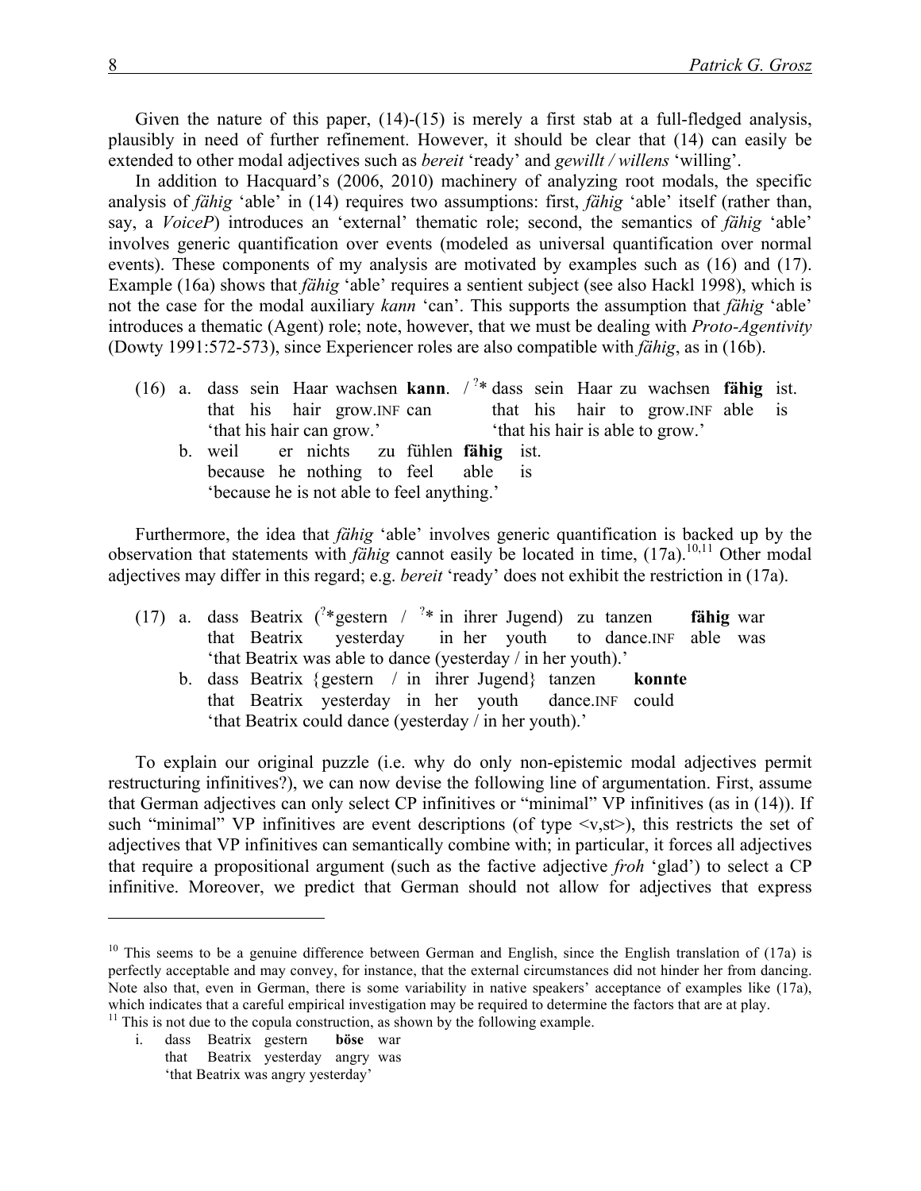Given the nature of this paper, (14)-(15) is merely a first stab at a full-fledged analysis, plausibly in need of further refinement. However, it should be clear that (14) can easily be extended to other modal adjectives such as *bereit* 'ready' and *gewillt / willens* 'willing'.

In addition to Hacquard's (2006, 2010) machinery of analyzing root modals, the specific analysis of *fähig* 'able' in (14) requires two assumptions: first, *fähig* 'able' itself (rather than, say, a *VoiceP*) introduces an 'external' thematic role; second, the semantics of *fähig* 'able' involves generic quantification over events (modeled as universal quantification over normal events). These components of my analysis are motivated by examples such as (16) and (17). Example (16a) shows that *fähig* 'able' requires a sentient subject (see also Hackl 1998), which is not the case for the modal auxiliary *kann* 'can'. This supports the assumption that *fähig* 'able' introduces a thematic (Agent) role; note, however, that we must be dealing with *Proto-Agentivity* (Dowty 1991:572-573), since Experiencer roles are also compatible with *fähig*, as in (16b).

(16) a. dass sein Haar wachsen **kann**. / ?* dass sein Haar zu wachsen **fähig** ist.
that his hair grow.INF can / that his hair to grow.INF able is
'that his hair can grow.' / 'that his hair is able to grow.'

b. weil er nichts zu fühlen **fähig** ist.
because he nothing to feel able is
'because he is not able to feel anything.'

Furthermore, the idea that *fähig* 'able' involves generic quantification is backed up by the observation that statements with *fähig* cannot easily be located in time, (17a).[10,11] Other modal adjectives may differ in this regard; e.g. *bereit* 'ready' does not exhibit the restriction in (17a).

(17) a. dass Beatrix (?*gestern / ?* in ihrer Jugend) zu tanzen **fähig** war
that Beatrix yesterday in her youth to dance.INF able was
'that Beatrix was able to dance (yesterday / in her youth).'

b. dass Beatrix {gestern / in ihrer Jugend} tanzen **konnte**
that Beatrix yesterday in her youth dance.INF could
'that Beatrix could dance (yesterday / in her youth).'

To explain our original puzzle (i.e. why do only non-epistemic modal adjectives permit restructuring infinitives?), we can now devise the following line of argumentation. First, assume that German adjectives can only select CP infinitives or "minimal" VP infinitives (as in (14)). If such "minimal" VP infinitives are event descriptions (of type <v,st>), this restricts the set of adjectives that VP infinitives can semantically combine with; in particular, it forces all adjectives that require a propositional argument (such as the factive adjective *froh* 'glad') to select a CP infinitive. Moreover, we predict that German should not allow for adjectives that express

---

[10] This seems to be a genuine difference between German and English, since the English translation of (17a) is perfectly acceptable and may convey, for instance, that the external circumstances did not hinder her from dancing. Note also that, even in German, there is some variability in native speakers' acceptance of examples like (17a), which indicates that a careful empirical investigation may be required to determine the factors that are at play.

[11] This is not due to the copula construction, as shown by the following example.

i. dass Beatrix gestern **böse** war
that Beatrix yesterday angry was
'that Beatrix was angry yesterday'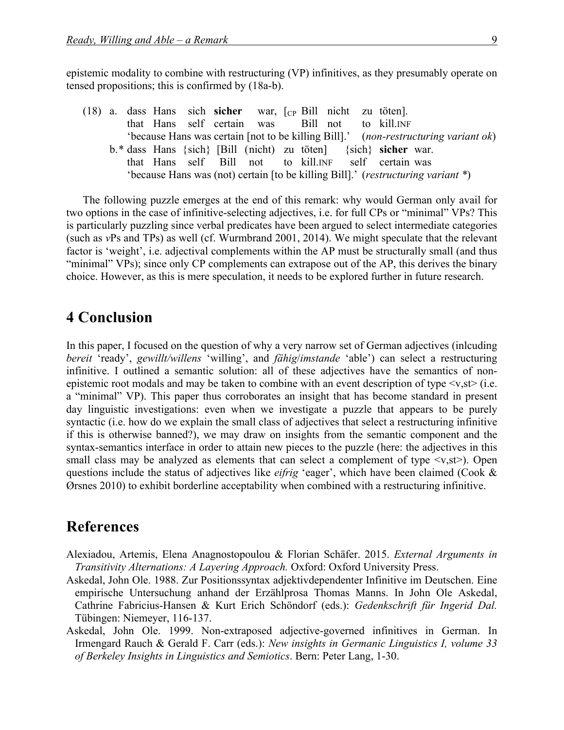epistemic modality to combine with restructuring (VP) infinitives, as they presumably operate on tensed propositions; this is confirmed by (18a-b).

(18) a. dass Hans sich **sicher** war, [$_{CP}$ Bill nicht zu töten].
that Hans self certain was Bill not to kill.INF
'because Hans was certain [not to be killing Bill].' (*non-restructuring variant ok*)

b.* dass Hans {sich} [Bill (nicht) zu töten] {sich} **sicher** war.
that Hans self Bill not to kill.INF self certain was
'because Hans was (not) certain [to be killing Bill].' (*restructuring variant* *)

The following puzzle emerges at the end of this remark: why would German only avail for two options in the case of infinitive-selecting adjectives, i.e. for full CPs or "minimal" VPs? This is particularly puzzling since verbal predicates have been argued to select intermediate categories (such as *v*Ps and TPs) as well (cf. Wurmbrand 2001, 2014). We might speculate that the relevant factor is 'weight', i.e. adjectival complements within the AP must be structurally small (and thus "minimal" VPs); since only CP complements can extrapose out of the AP, this derives the binary choice. However, as this is mere speculation, it needs to be explored further in future research.

## 4 Conclusion

In this paper, I focused on the question of why a very narrow set of German adjectives (inlcuding *bereit* 'ready', *gewillt/willens* 'willing', and *fähig*/*imstande* 'able') can select a restructuring infinitive. I outlined a semantic solution: all of these adjectives have the semantics of non-epistemic root modals and may be taken to combine with an event description of type <v,st> (i.e. a "minimal" VP). This paper thus corroborates an insight that has become standard in present day linguistic investigations: even when we investigate a puzzle that appears to be purely syntactic (i.e. how do we explain the small class of adjectives that select a restructuring infinitive if this is otherwise banned?), we may draw on insights from the semantic component and the syntax-semantics interface in order to attain new pieces to the puzzle (here: the adjectives in this small class may be analyzed as elements that can select a complement of type <v,st>). Open questions include the status of adjectives like *eifrig* 'eager', which have been claimed (Cook & Ørsnes 2010) to exhibit borderline acceptability when combined with a restructuring infinitive.

## References

Alexiadou, Artemis, Elena Anagnostopoulou & Florian Schäfer. 2015. *External Arguments in Transitivity Alternations: A Layering Approach.* Oxford: Oxford University Press.

Askedal, John Ole. 1988. Zur Positionssyntax adjektivdependenter Infinitive im Deutschen. Eine empirische Untersuchung anhand der Erzählprosa Thomas Manns. In John Ole Askedal, Cathrine Fabricius-Hansen & Kurt Erich Schöndorf (eds.): *Gedenkschrift für Ingerid Dal.* Tübingen: Niemeyer, 116-137.

Askedal, John Ole. 1999. Non-extraposed adjective-governed infinitives in German. In Irmengard Rauch & Gerald F. Carr (eds.): *New insights in Germanic Linguistics I, volume 33 of Berkeley Insights in Linguistics and Semiotics*. Bern: Peter Lang, 1-30.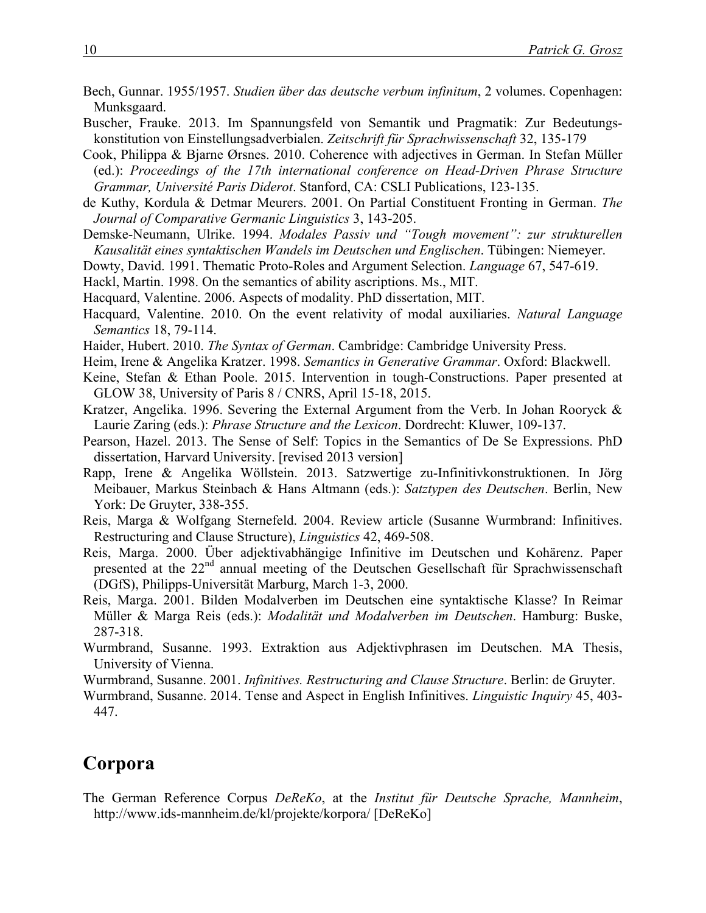Bech, Gunnar. 1955/1957. *Studien über das deutsche verbum infinitum*, 2 volumes. Copenhagen: Munksgaard.

Buscher, Frauke. 2013. Im Spannungsfeld von Semantik und Pragmatik: Zur Bedeutungskonstitution von Einstellungsadverbialen. *Zeitschrift für Sprachwissenschaft* 32, 135-179

Cook, Philippa & Bjarne Ørsnes. 2010. Coherence with adjectives in German. In Stefan Müller (ed.): *Proceedings of the 17th international conference on Head-Driven Phrase Structure Grammar, Université Paris Diderot*. Stanford, CA: CSLI Publications, 123-135.

de Kuthy, Kordula & Detmar Meurers. 2001. On Partial Constituent Fronting in German. *The Journal of Comparative Germanic Linguistics* 3, 143-205.

Demske-Neumann, Ulrike. 1994. *Modales Passiv und "Tough movement": zur strukturellen Kausalität eines syntaktischen Wandels im Deutschen und Englischen*. Tübingen: Niemeyer.

Dowty, David. 1991. Thematic Proto-Roles and Argument Selection. *Language* 67, 547-619.

Hackl, Martin. 1998. On the semantics of ability ascriptions. Ms., MIT.

Hacquard, Valentine. 2006. Aspects of modality. PhD dissertation, MIT.

Hacquard, Valentine. 2010. On the event relativity of modal auxiliaries. *Natural Language Semantics* 18, 79-114.

Haider, Hubert. 2010. *The Syntax of German*. Cambridge: Cambridge University Press.

Heim, Irene & Angelika Kratzer. 1998. *Semantics in Generative Grammar*. Oxford: Blackwell.

Keine, Stefan & Ethan Poole. 2015. Intervention in tough-Constructions. Paper presented at GLOW 38, University of Paris 8 / CNRS, April 15-18, 2015.

Kratzer, Angelika. 1996. Severing the External Argument from the Verb. In Johan Rooryck & Laurie Zaring (eds.): *Phrase Structure and the Lexicon*. Dordrecht: Kluwer, 109-137.

Pearson, Hazel. 2013. The Sense of Self: Topics in the Semantics of De Se Expressions. PhD dissertation, Harvard University. [revised 2013 version]

Rapp, Irene & Angelika Wöllstein. 2013. Satzwertige zu-Infinitivkonstruktionen. In Jörg Meibauer, Markus Steinbach & Hans Altmann (eds.): *Satztypen des Deutschen*. Berlin, New York: De Gruyter, 338-355.

Reis, Marga & Wolfgang Sternefeld. 2004. Review article (Susanne Wurmbrand: Infinitives. Restructuring and Clause Structure), *Linguistics* 42, 469-508.

Reis, Marga. 2000. Über adjektivabhängige Infinitive im Deutschen und Kohärenz. Paper presented at the 22nd annual meeting of the Deutschen Gesellschaft für Sprachwissenschaft (DGfS), Philipps-Universität Marburg, March 1-3, 2000.

Reis, Marga. 2001. Bilden Modalverben im Deutschen eine syntaktische Klasse? In Reimar Müller & Marga Reis (eds.): *Modalität und Modalverben im Deutschen*. Hamburg: Buske, 287-318.

Wurmbrand, Susanne. 1993. Extraktion aus Adjektivphrasen im Deutschen. MA Thesis, University of Vienna.

Wurmbrand, Susanne. 2001. *Infinitives. Restructuring and Clause Structure*. Berlin: de Gruyter.

Wurmbrand, Susanne. 2014. Tense and Aspect in English Infinitives. *Linguistic Inquiry* 45, 403-447.

## Corpora

The German Reference Corpus *DeReKo*, at the *Institut für Deutsche Sprache, Mannheim*, http://www.ids-mannheim.de/kl/projekte/korpora/ [DeReKo]